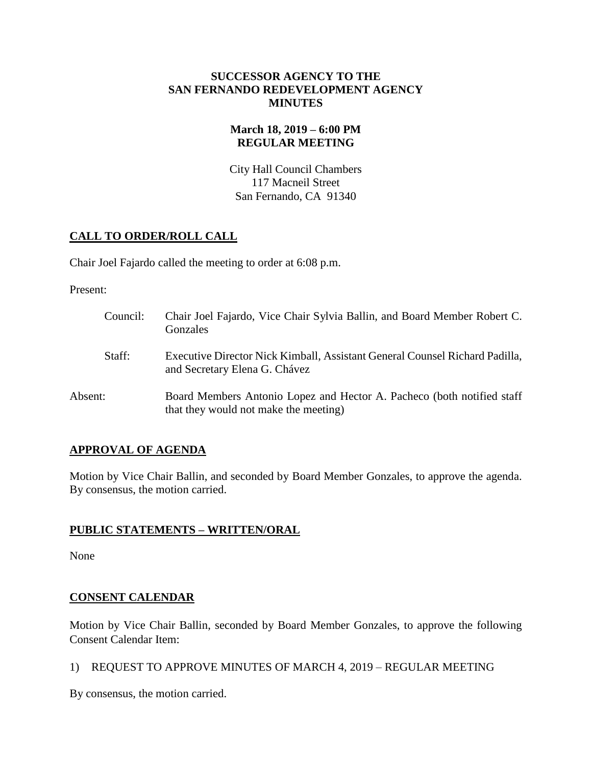# SUCCESSOR AGENCY TO THE SAN FERNANDO REDEVELOPMENT AGENCY MINUTES

**March 18, 2019 – 6:00 PM**
**REGULAR MEETING**

City Hall Council Chambers
117 Macneil Street
San Fernando, CA 91340

## CALL TO ORDER/ROLL CALL

Chair Joel Fajardo called the meeting to order at 6:08 p.m.

Present:

| | |
|---|---|
| Council: | Chair Joel Fajardo, Vice Chair Sylvia Ballin, and Board Member Robert C. Gonzales |
| Staff: | Executive Director Nick Kimball, Assistant General Counsel Richard Padilla, and Secretary Elena G. Chávez |
| Absent: | Board Members Antonio Lopez and Hector A. Pacheco (both notified staff that they would not make the meeting) |

## APPROVAL OF AGENDA

Motion by Vice Chair Ballin, and seconded by Board Member Gonzales, to approve the agenda. By consensus, the motion carried.

## PUBLIC STATEMENTS – WRITTEN/ORAL

None

## CONSENT CALENDAR

Motion by Vice Chair Ballin, seconded by Board Member Gonzales, to approve the following Consent Calendar Item:

1) REQUEST TO APPROVE MINUTES OF MARCH 4, 2019 – REGULAR MEETING

By consensus, the motion carried.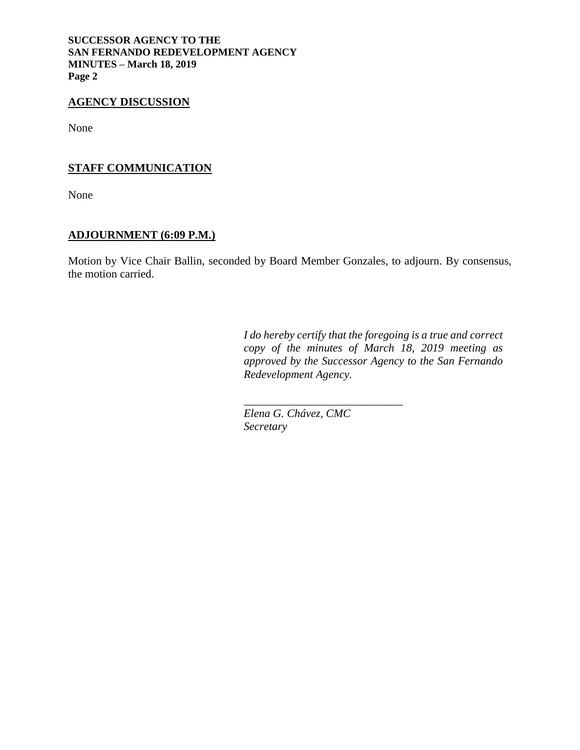## AGENCY DISCUSSION

None

## STAFF COMMUNICATION

None

## ADJOURNMENT (6:09 P.M.)

Motion by Vice Chair Ballin, seconded by Board Member Gonzales, to adjourn. By consensus, the motion carried.

*I do hereby certify that the foregoing is a true and correct copy of the minutes of March 18, 2019 meeting as approved by the Successor Agency to the San Fernando Redevelopment Agency.*

\_\_\_\_\_\_\_\_\_\_\_\_\_\_\_\_\_\_\_\_\_\_\_\_\_\_\_\_

*Elena G. Chávez, CMC*
*Secretary*